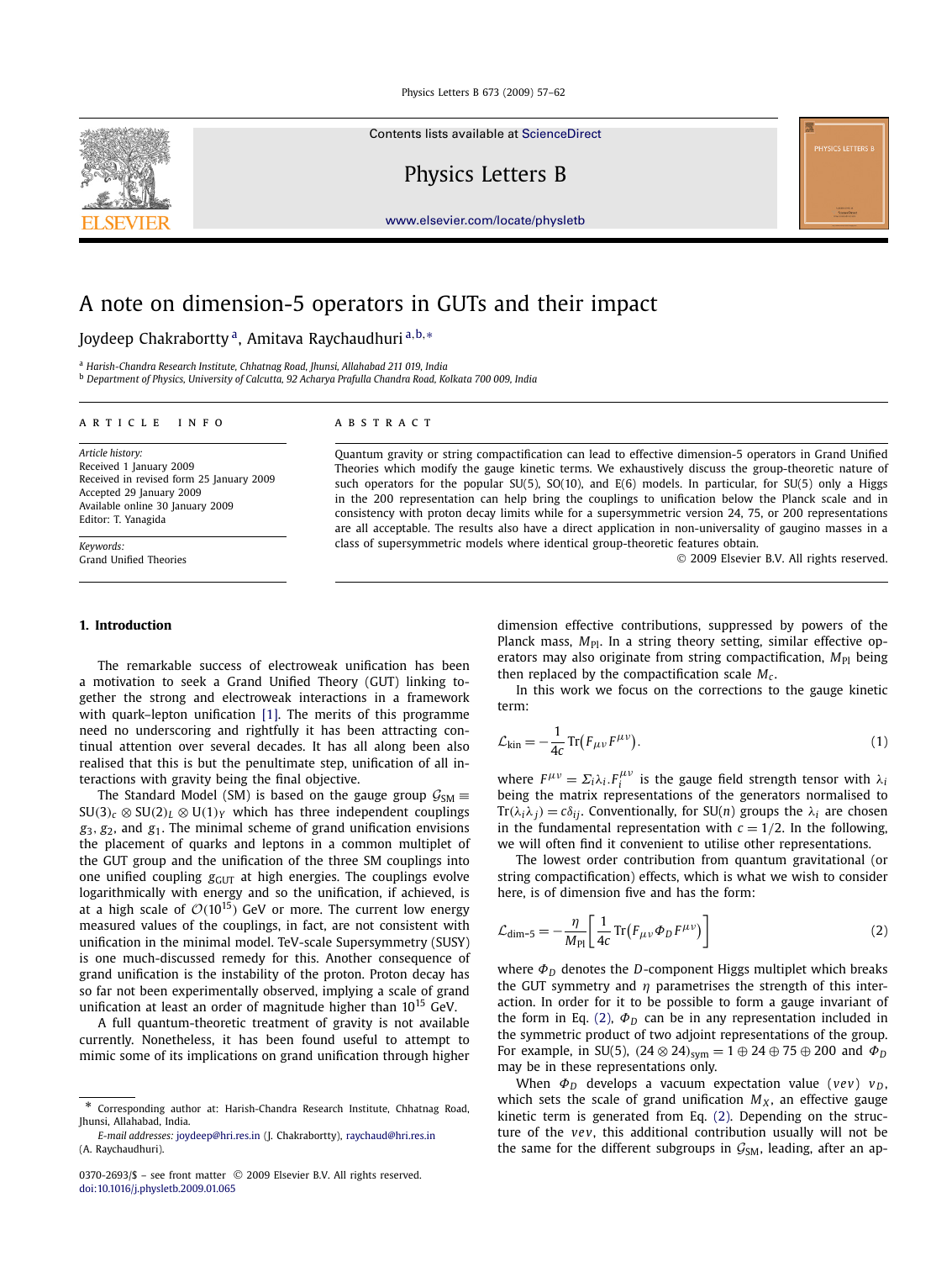# A note on dimension-5 operators in GUTs and their impact

Joydeep Chakrabortty [a], Amitava Raychaudhuri [a,b,*]

[a] Harish-Chandra Research Institute, Chhatnag Road, Jhunsi, Allahabad 211 019, India
[b] Department of Physics, University of Calcutta, 92 Acharya Prafulla Chandra Road, Kolkata 700 009, India

**ARTICLE INFO**

*Article history:*
Received 1 January 2009
Received in revised form 25 January 2009
Accepted 29 January 2009
Available online 30 January 2009
Editor: T. Yanagida

*Keywords:*
Grand Unified Theories

**ABSTRACT**

Quantum gravity or string compactification can lead to effective dimension-5 operators in Grand Unified Theories which modify the gauge kinetic terms. We exhaustively discuss the group-theoretic nature of such operators for the popular SU(5), SO(10), and E(6) models. In particular, for SU(5) only a Higgs in the 200 representation can help bring the couplings to unification below the Planck scale and in consistency with proton decay limits while for a supersymmetric version 24, 75, or 200 representations are all acceptable. The results also have a direct application in non-universality of gaugino masses in a class of supersymmetric models where identical group-theoretic features obtain.

© 2009 Elsevier B.V. All rights reserved.

## 1. Introduction

The remarkable success of electroweak unification has been a motivation to seek a Grand Unified Theory (GUT) linking together the strong and electroweak interactions in a framework with quark–lepton unification [1]. The merits of this programme need no underscoring and rightfully it has been attracting continual attention over several decades. It has all along been also realised that this is but the penultimate step, unification of all interactions with gravity being the final objective.

The Standard Model (SM) is based on the gauge group $\mathcal{G}_{\rm SM} \equiv SU(3)_c \otimes SU(2)_L \otimes U(1)_Y$ which has three independent couplings $g_3$, $g_2$, and $g_1$. The minimal scheme of grand unification envisions the placement of quarks and leptons in a common multiplet of the GUT group and the unification of the three SM couplings into one unified coupling $g_{\rm GUT}$ at high energies. The couplings evolve logarithmically with energy and so the unification, if achieved, is at a high scale of $\mathcal{O}(10^{15})$ GeV or more. The current low energy measured values of the couplings, in fact, are not consistent with unification in the minimal model. TeV-scale Supersymmetry (SUSY) is one much-discussed remedy for this. Another consequence of grand unification is the instability of the proton. Proton decay has so far not been experimentally observed, implying a scale of grand unification at least an order of magnitude higher than $10^{15}$ GeV.

A full quantum-theoretic treatment of gravity is not available currently. Nonetheless, it has been found useful to attempt to mimic some of its implications on grand unification through higher dimension effective contributions, suppressed by powers of the Planck mass, $M_{\rm Pl}$. In a string theory setting, similar effective operators may also originate from string compactification, $M_{\rm Pl}$ being then replaced by the compactification scale $M_c$.

In this work we focus on the corrections to the gauge kinetic term:

$$\mathcal{L}_{\rm kin} = -\frac{1}{4c}\,{\rm Tr}\big(F_{\mu\nu}F^{\mu\nu}\big). \tag{1}$$

where $F^{\mu\nu} = \Sigma_i \lambda_i . F_i^{\mu\nu}$ is the gauge field strength tensor with $\lambda_i$ being the matrix representations of the generators normalised to ${\rm Tr}(\lambda_i\lambda_j) = c\delta_{ij}$. Conventionally, for SU($n$) groups the $\lambda_i$ are chosen in the fundamental representation with $c = 1/2$. In the following, we will often find it convenient to utilise other representations.

The lowest order contribution from quantum gravitational (or string compactification) effects, which is what we wish to consider here, is of dimension five and has the form:

$$\mathcal{L}_{\text{dim-5}} = -\frac{\eta}{M_{\rm Pl}}\left[\frac{1}{4c}\,{\rm Tr}\big(F_{\mu\nu}\Phi_D F^{\mu\nu}\big)\right] \tag{2}$$

where $\Phi_D$ denotes the $D$-component Higgs multiplet which breaks the GUT symmetry and $\eta$ parametrises the strength of this interaction. In order for it to be possible to form a gauge invariant of the form in Eq. (2), $\Phi_D$ can be in any representation included in the symmetric product of two adjoint representations of the group. For example, in SU(5), $(24 \otimes 24)_{\rm sym} = 1 \oplus 24 \oplus 75 \oplus 200$ and $\Phi_D$ may be in these representations only.

When $\Phi_D$ develops a vacuum expectation value ($vev$) $v_D$, which sets the scale of grand unification $M_X$, an effective gauge kinetic term is generated from Eq. (2). Depending on the structure of the $vev$, this additional contribution usually will not be the same for the different subgroups in $\mathcal{G}_{\rm SM}$, leading, after an ap-

---

\* Corresponding author at: Harish-Chandra Research Institute, Chhatnag Road, Jhunsi, Allahabad, India.
*E-mail addresses:* joydeep@hri.res.in (J. Chakrabortty), raychaud@hri.res.in (A. Raychaudhuri).

0370-2693/$ – see front matter © 2009 Elsevier B.V. All rights reserved.
doi:10.1016/j.physletb.2009.01.065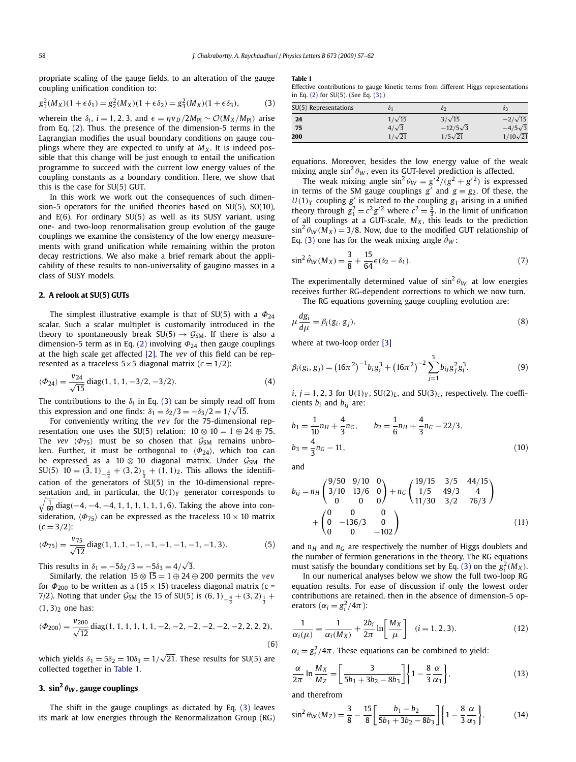propriate scaling of the gauge fields, to an alteration of the gauge coupling unification condition to:

$$g_1^2(M_X)(1+\epsilon\delta_1) = g_2^2(M_X)(1+\epsilon\delta_2) = g_3^2(M_X)(1+\epsilon\delta_3), \tag{3}$$

wherein the $\delta_i$, $i = 1, 2, 3$, and $\epsilon = \eta v_D/2M_{\rm Pl} \sim \mathcal{O}(M_X/M_{\rm Pl})$ arise from Eq. (2). Thus, the presence of the dimension-5 terms in the Lagrangian modifies the usual boundary conditions on gauge couplings where they are expected to unify at $M_X$. It is indeed possible that this change will be just enough to entail the unification programme to succeed with the current low energy values of the coupling constants as a boundary condition. Here, we show that this is the case for SU(5) GUT.

In this work we work out the consequences of such dimension-5 operators for the unified theories based on SU(5), SO(10), and E(6). For ordinary SU(5) as well as its SUSY variant, using one- and two-loop renormalisation group evolution of the gauge couplings we examine the consistency of the low energy measurements with grand unification while remaining within the proton decay restrictions. We also make a brief remark about the applicability of these results to non-universality of gaugino masses in a class of SUSY models.

## 2. A relook at SU(5) GUTs

The simplest illustrative example is that of SU(5) with a $\Phi_{24}$ scalar. Such a scalar multiplet is customarily introduced in the theory to spontaneously break SU(5) $\to \mathcal{G}_{\rm SM}$. If there is also a dimension-5 term as in Eq. (2) involving $\Phi_{24}$ then gauge couplings at the high scale get affected [2]. The *vev* of this field can be represented as a traceless $5\times 5$ diagonal matrix ($c = 1/2$):

$$\langle \Phi_{24}\rangle = \frac{v_{24}}{\sqrt{15}}\,\mathrm{diag}(1,1,1,-3/2,-3/2). \tag{4}$$

The contributions to the $\delta_i$ in Eq. (3) can be simply read off from this expression and one finds: $\delta_1 = \delta_2/3 = -\delta_3/2 = 1/\sqrt{15}$.

For conveniently writing the *vev* for the 75-dimensional representation one uses the SU(5) relation: $10 \otimes \overline{10} = 1 \oplus 24 \oplus 75$. The *vev* $\langle \Phi_{75}\rangle$ must be so chosen that $\mathcal{G}_{\rm SM}$ remains unbroken. Further, it must be orthogonal to $\langle \Phi_{24}\rangle$, which too can be expressed as a $10 \otimes 10$ diagonal matrix. Under $\mathcal{G}_{\rm SM}$ the SU(5) $10 = (\bar{3},1)_{-\frac{4}{3}} + (3,2)_{\frac{1}{3}} + (1,1)_2$. This allows the identification of the generators of SU(5) in the 10-dimensional representation and, in particular, the $U(1)_Y$ generator corresponds to $\sqrt{\frac{1}{60}}\,\mathrm{diag}(-4,-4,-4,1,1,1,1,1,1,6)$. Taking the above into consideration, $\langle \Phi_{75}\rangle$ can be expressed as the traceless $10 \times 10$ matrix ($c = 3/2$):

$$\langle \Phi_{75}\rangle = \frac{v_{75}}{\sqrt{12}}\,\mathrm{diag}(1,1,1,-1,-1,-1,-1,-1,-1,3). \tag{5}$$

This results in $\delta_1 = -5\delta_2/3 = -5\delta_3 = 4/\sqrt{3}$.

Similarly, the relation $15 \otimes \overline{15} = 1 \oplus 24 \oplus 200$ permits the *vev* for $\Phi_{200}$ to be written as a $(15 \times 15)$ traceless diagonal matrix ($c = 7/2$). Noting that under $\mathcal{G}_{\rm SM}$ the 15 of SU(5) is $(6,1)_{-\frac{4}{3}} + (3,2)_{\frac{1}{3}} + (1,3)_2$ one has:

$$\langle \Phi_{200}\rangle = \frac{v_{200}}{\sqrt{12}}\,\mathrm{diag}(1,1,1,1,1,1,-2,-2,-2,-2,-2,-2,2,2,2), \tag{6}$$

which yields $\delta_1 = 5\delta_2 = 10\delta_3 = 1/\sqrt{21}$. These results for SU(5) are collected together in Table 1.

**Table 1**
Effective contributions to gauge kinetic terms from different Higgs representations in Eq. (2) for SU(5). (See Eq. (3).)

| SU(5) Representations | $\delta_1$ | $\delta_2$ | $\delta_3$ |
|---|---|---|---|
| **24** | $1/\sqrt{15}$ | $3/\sqrt{15}$ | $-2/\sqrt{15}$ |
| **75** | $4/\sqrt{3}$ | $-12/5\sqrt{3}$ | $-4/5\sqrt{3}$ |
| **200** | $1/\sqrt{21}$ | $1/5\sqrt{21}$ | $1/10\sqrt{21}$ |

## 3. $\sin^2\theta_W$, gauge couplings

The shift in the gauge couplings as dictated by Eq. (3) leaves its mark at low energies through the Renormalization Group (RG) equations. Moreover, besides the low energy value of the weak mixing angle $\sin^2\theta_W$, even its GUT-level prediction is affected.

The weak mixing angle $\sin^2\theta_W = g'^2/(g^2 + g'^2)$ is expressed in terms of the SM gauge couplings $g'$ and $g \equiv g_2$. Of these, the $U(1)_Y$ coupling $g'$ is related to the coupling $g_1$ arising in a unified theory through $g_1^2 = c^2 g'^2$ where $c^2 = \frac{5}{3}$. In the limit of unification of all couplings at a GUT-scale, $M_X$, this leads to the prediction $\sin^2\theta_W(M_X) = 3/8$. Now, due to the modified GUT relationship of Eq. (3) one has for the weak mixing angle $\hat{\theta}_W$:

$$\sin^2\hat{\theta}_W(M_X) = \frac{3}{8} + \frac{15}{64}\epsilon(\delta_2 - \delta_1). \tag{7}$$

The experimentally determined value of $\sin^2\theta_W$ at low energies receives further RG-dependent corrections to which we now turn.

The RG equations governing gauge coupling evolution are:

$$\mu\frac{dg_i}{d\mu} = \beta_i(g_i, g_j), \tag{8}$$

where at two-loop order [3]

$$\beta_i(g_i, g_j) = \left(16\pi^2\right)^{-1} b_i g_i^3 + \left(16\pi^2\right)^{-2}\sum_{j=1}^{3} b_{ij} g_j^2 g_i^3. \tag{9}$$

$i, j = 1, 2, 3$ for $U(1)_Y$, $SU(2)_L$, and $SU(3)_c$, respectively. The coefficients $b_i$ and $b_{ij}$ are:

$$b_1 = \frac{1}{10}n_H + \frac{4}{3}n_G, \qquad b_2 = \frac{1}{6}n_H + \frac{4}{3}n_G - 22/3,$$
$$b_3 = \frac{4}{3}n_G - 11, \tag{10}$$

and

$$b_{ij} = n_H\begin{pmatrix} 9/50 & 9/10 & 0 \\ 3/10 & 13/6 & 0 \\ 0 & 0 & 0 \end{pmatrix} + n_G\begin{pmatrix} 19/15 & 3/5 & 44/15 \\ 1/5 & 49/3 & 4 \\ 11/30 & 3/2 & 76/3 \end{pmatrix} + \begin{pmatrix} 0 & 0 & 0 \\ 0 & -136/3 & 0 \\ 0 & 0 & -102 \end{pmatrix} \tag{11}$$

and $n_H$ and $n_G$ are respectively the number of Higgs doublets and the number of fermion generations in the theory. The RG equations must satisfy the boundary conditions set by Eq. (3) on the $g_i^2(M_X)$.

In our numerical analyses below we show the full two-loop RG equation results. For ease of discussion if only the lowest order contributions are retained, then in the absence of dimension-5 operators ($\alpha_i = g_i^2/4\pi$):

$$\frac{1}{\alpha_i(\mu)} = \frac{1}{\alpha_i(M_X)} + \frac{2b_i}{2\pi}\ln\left[\frac{M_X}{\mu}\right] \quad (i = 1,2,3). \tag{12}$$

$\alpha_i = g_i^2/4\pi$. These equations can be combined to yield:

$$\frac{\alpha}{2\pi}\ln\frac{M_X}{M_Z} = \left[\frac{3}{5b_1 + 3b_2 - 8b_3}\right]\left\{1 - \frac{8}{3}\frac{\alpha}{\alpha_3}\right\}, \tag{13}$$

and therefrom

$$\sin^2\theta_W(M_Z) = \frac{3}{8} - \frac{15}{8}\left[\frac{b_1 - b_2}{5b_1 + 3b_2 - 8b_3}\right]\left\{1 - \frac{8}{3}\frac{\alpha}{\alpha_3}\right\}, \tag{14}$$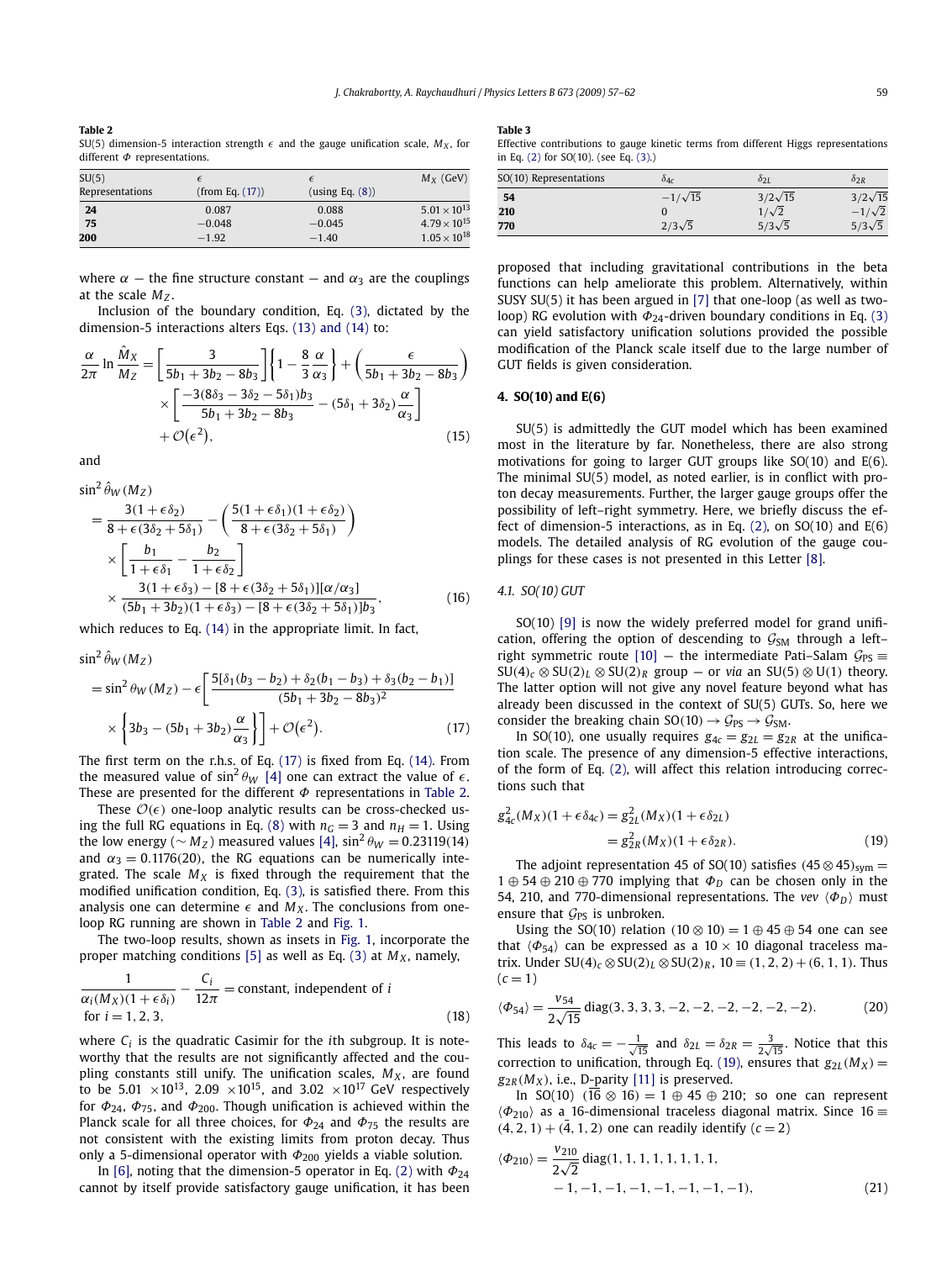**Table 2**
SU(5) dimension-5 interaction strength $\epsilon$ and the gauge unification scale, $M_X$, for different $\Phi$ representations.

| SU(5) Representations | $\epsilon$ (from Eq. (17)) | $\epsilon$ (using Eq. (8)) | $M_X$ (GeV) |
|---|---|---|---|
| **24** | 0.087 | 0.088 | $5.01\times10^{13}$ |
| **75** | −0.048 | −0.045 | $4.79\times10^{15}$ |
| **200** | −1.92 | −1.40 | $1.05\times10^{18}$ |

where $\alpha$ — the fine structure constant — and $\alpha_3$ are the couplings at the scale $M_Z$.

Inclusion of the boundary condition, Eq. (3), dictated by the dimension-5 interactions alters Eqs. (13) and (14) to:

$$\frac{\alpha}{2\pi}\ln\frac{\hat{M}_X}{M_Z}=\left[\frac{3}{5b_1+3b_2-8b_3}\right]\left\{1-\frac{8}{3}\frac{\alpha}{\alpha_3}\right\}+\left(\frac{\epsilon}{5b_1+3b_2-8b_3}\right)\times\left[\frac{-3(8\delta_3-3\delta_2-5\delta_1)b_3}{5b_1+3b_2-8b_3}-(5\delta_1+3\delta_2)\frac{\alpha}{\alpha_3}\right]+\mathcal{O}(\epsilon^2),\tag{15}$$

and

$$\sin^2\hat{\theta}_W(M_Z)=\frac{3(1+\epsilon\delta_2)}{8+\epsilon(3\delta_2+5\delta_1)}-\left(\frac{5(1+\epsilon\delta_1)(1+\epsilon\delta_2)}{8+\epsilon(3\delta_2+5\delta_1)}\right)\times\left[\frac{b_1}{1+\epsilon\delta_1}-\frac{b_2}{1+\epsilon\delta_2}\right]\times\frac{3(1+\epsilon\delta_3)-[8+\epsilon(3\delta_2+5\delta_1)][\alpha/\alpha_3]}{(5b_1+3b_2)(1+\epsilon\delta_3)-[8+\epsilon(3\delta_2+5\delta_1)]b_3},\tag{16}$$

which reduces to Eq. (14) in the appropriate limit. In fact,

$$\sin^2\hat{\theta}_W(M_Z)=\sin^2\theta_W(M_Z)-\epsilon\left[\frac{5[\delta_1(b_3-b_2)+\delta_2(b_1-b_3)+\delta_3(b_2-b_1)]}{(5b_1+3b_2-8b_3)^2}\times\left\{3b_3-(5b_1+3b_2)\frac{\alpha}{\alpha_3}\right\}\right]+\mathcal{O}(\epsilon^2).\tag{17}$$

The first term on the r.h.s. of Eq. (17) is fixed from Eq. (14). From the measured value of $\sin^2\theta_W$ [4] one can extract the value of $\epsilon$. These are presented for the different $\Phi$ representations in Table 2.

These $\mathcal{O}(\epsilon)$ one-loop analytic results can be cross-checked using the full RG equations in Eq. (8) with $n_G=3$ and $n_H=1$. Using the low energy ($\sim M_Z$) measured values [4], $\sin^2\theta_W=0.23119(14)$ and $\alpha_3=0.1176(20)$, the RG equations can be numerically integrated. The scale $M_X$ is fixed through the requirement that the modified unification condition, Eq. (3), is satisfied there. From this analysis one can determine $\epsilon$ and $M_X$. The conclusions from one-loop RG running are shown in Table 2 and Fig. 1.

The two-loop results, shown as insets in Fig. 1, incorporate the proper matching conditions [5] as well as Eq. (3) at $M_X$, namely,

$$\frac{1}{\alpha_i(M_X)(1+\epsilon\delta_i)}-\frac{C_i}{12\pi}=\text{constant, independent of } i \quad \text{for } i=1,2,3,\tag{18}$$

where $C_i$ is the quadratic Casimir for the $i$th subgroup. It is noteworthy that the results are not significantly affected and the coupling constants still unify. The unification scales, $M_X$, are found to be $5.01\times10^{13}$, $2.09\times10^{15}$, and $3.02\times10^{17}$ GeV respectively for $\Phi_{24}$, $\Phi_{75}$, and $\Phi_{200}$. Though unification is achieved within the Planck scale for all three choices, for $\Phi_{24}$ and $\Phi_{75}$ the results are not consistent with the existing limits from proton decay. Thus only a 5-dimensional operator with $\Phi_{200}$ yields a viable solution.

In [6], noting that the dimension-5 operator in Eq. (2) with $\Phi_{24}$ cannot by itself provide satisfactory gauge unification, it has been proposed that including gravitational contributions in the beta functions can help ameliorate this problem. Alternatively, within SUSY SU(5) it has been argued in [7] that one-loop (as well as two-loop) RG evolution with $\Phi_{24}$-driven boundary conditions in Eq. (3) can yield satisfactory unification solutions provided the possible modification of the Planck scale itself due to the large number of GUT fields is given consideration.

**Table 3**
Effective contributions to gauge kinetic terms from different Higgs representations in Eq. (2) for SO(10). (see Eq. (3).)

| SO(10) Representations | $\delta_{4c}$ | $\delta_{2L}$ | $\delta_{2R}$ |
|---|---|---|---|
| **54** | $-1/\sqrt{15}$ | $3/2\sqrt{15}$ | $3/2\sqrt{15}$ |
| **210** | 0 | $1/\sqrt{2}$ | $-1/\sqrt{2}$ |
| **770** | $2/3\sqrt{5}$ | $5/3\sqrt{5}$ | $5/3\sqrt{5}$ |

## 4. SO(10) and E(6)

SU(5) is admittedly the GUT model which has been examined most in the literature by far. Nonetheless, there are also strong motivations for going to larger GUT groups like SO(10) and E(6). The minimal SU(5) model, as noted earlier, is in conflict with proton decay measurements. Further, the larger gauge groups offer the possibility of left–right symmetry. Here, we briefly discuss the effect of dimension-5 interactions, as in Eq. (2), on SO(10) and E(6) models. The detailed analysis of RG evolution of the gauge couplings for these cases is not presented in this Letter [8].

### 4.1. SO(10) GUT

SO(10) [9] is now the widely preferred model for grand unification, offering the option of descending to $\mathcal{G}_{SM}$ through a left–right symmetric route [10] — the intermediate Pati–Salam $\mathcal{G}_{PS}\equiv SU(4)_c\otimes SU(2)_L\otimes SU(2)_R$ group — or *via* an SU(5) ⊗ U(1) theory. The latter option will not give any novel feature beyond what has already been discussed in the context of SU(5) GUTs. So, here we consider the breaking chain SO(10) → $\mathcal{G}_{PS}$ → $\mathcal{G}_{SM}$.

In SO(10), one usually requires $g_{4c}=g_{2L}=g_{2R}$ at the unification scale. The presence of any dimension-5 effective interactions, of the form of Eq. (2), will affect this relation introducing corrections such that

$$g_{4c}^2(M_X)(1+\epsilon\delta_{4c})=g_{2L}^2(M_X)(1+\epsilon\delta_{2L})=g_{2R}^2(M_X)(1+\epsilon\delta_{2R}).\tag{19}$$

The adjoint representation 45 of SO(10) satisfies $(45\otimes45)_{sym}=1\oplus54\oplus210\oplus770$ implying that $\Phi_D$ can be chosen only in the 54, 210, and 770-dimensional representations. The *vev* $\langle\Phi_D\rangle$ must ensure that $\mathcal{G}_{PS}$ is unbroken.

Using the SO(10) relation $(10\otimes10)=1\oplus45\oplus54$ one can see that $\langle\Phi_{54}\rangle$ can be expressed as a $10\times10$ diagonal traceless matrix. Under $SU(4)_c\otimes SU(2)_L\otimes SU(2)_R$, $10\equiv(1,2,2)+(6,1,1)$. Thus ($c=1$)

$$\langle\Phi_{54}\rangle=\frac{v_{54}}{2\sqrt{15}}\,\mathrm{diag}(3,3,3,3,-2,-2,-2,-2,-2,-2).\tag{20}$$

This leads to $\delta_{4c}=-\frac{1}{\sqrt{15}}$ and $\delta_{2L}=\delta_{2R}=\frac{3}{2\sqrt{15}}$. Notice that this correction to unification, through Eq. (19), ensures that $g_{2L}(M_X)=g_{2R}(M_X)$, i.e., D-parity [11] is preserved.

In SO(10) $(\overline{16}\otimes16)=1\oplus45\oplus210$; so one can represent $\langle\Phi_{210}\rangle$ as a 16-dimensional traceless diagonal matrix. Since $16\equiv(4,2,1)+(\bar{4},1,2)$ one can readily identify ($c=2$)

$$\langle\Phi_{210}\rangle=\frac{v_{210}}{2\sqrt{2}}\,\mathrm{diag}(1,1,1,1,1,1,1,1,-1,-1,-1,-1,-1,-1,-1,-1),\tag{21}$$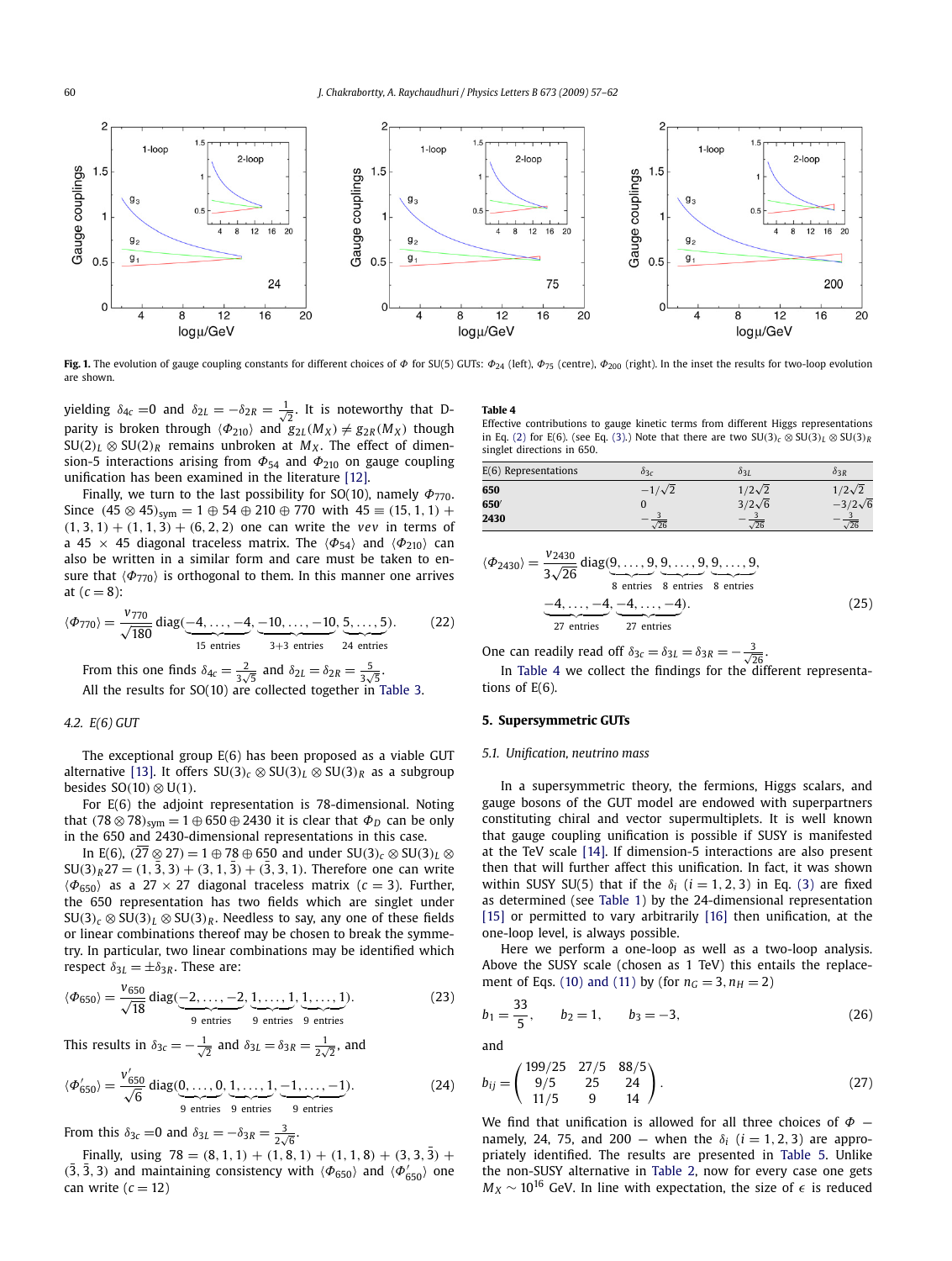**Fig. 1.** The evolution of gauge coupling constants for different choices of $\Phi$ for SU(5) GUTs: $\Phi_{24}$ (left), $\Phi_{75}$ (centre), $\Phi_{200}$ (right). In the inset the results for two-loop evolution are shown.

yielding $\delta_{4c} = 0$ and $\delta_{2L} = -\delta_{2R} = \frac{1}{\sqrt{2}}$. It is noteworthy that D-parity is broken through $\langle\Phi_{210}\rangle$ and $g_{2L}(M_X) \neq g_{2R}(M_X)$ though $SU(2)_L \otimes SU(2)_R$ remains unbroken at $M_X$. The effect of dimension-5 interactions arising from $\Phi_{54}$ and $\Phi_{210}$ on gauge coupling unification has been examined in the literature [12].

Finally, we turn to the last possibility for SO(10), namely $\Phi_{770}$. Since $(45 \otimes 45)_{sym} = 1 \oplus 54 \oplus 210 \oplus 770$ with $45 \equiv (15, 1, 1) + (1, 3, 1) + (1, 1, 3) + (6, 2, 2)$ one can write the *vev* in terms of a $45 \times 45$ diagonal traceless matrix. The $\langle\Phi_{54}\rangle$ and $\langle\Phi_{210}\rangle$ can also be written in a similar form and care must be taken to ensure that $\langle\Phi_{770}\rangle$ is orthogonal to them. In this manner one arrives at ($c = 8$):

$$\langle\Phi_{770}\rangle = \frac{v_{770}}{\sqrt{180}} \operatorname{diag}(\underbrace{-4, \ldots, -4}_{15 \text{ entries}}, \underbrace{-10, \ldots, -10}_{3+3 \text{ entries}}, \underbrace{5, \ldots, 5}_{24 \text{ entries}}). \tag{22}$$

From this one finds $\delta_{4c} = \frac{2}{3\sqrt{5}}$ and $\delta_{2L} = \delta_{2R} = \frac{5}{3\sqrt{5}}$.

All the results for SO(10) are collected together in Table 3.

### 4.2. E(6) GUT

The exceptional group E(6) has been proposed as a viable GUT alternative [13]. It offers $SU(3)_c \otimes SU(3)_L \otimes SU(3)_R$ as a subgroup besides $SO(10) \otimes U(1)$.

For E(6) the adjoint representation is 78-dimensional. Noting that $(78 \otimes 78)_{sym} = 1 \oplus 650 \oplus 2430$ it is clear that $\Phi_D$ can be only in the 650 and 2430-dimensional representations in this case.

In E(6), $(\overline{27} \otimes 27) = 1 \oplus 78 \oplus 650$ and under $SU(3)_c \otimes SU(3)_L \otimes SU(3)_R 27 = (1, \bar{3}, 3) + (3, 1, \bar{3}) + (\bar{3}, 3, 1)$. Therefore one can write $\langle\Phi_{650}\rangle$ as a $27 \times 27$ diagonal traceless matrix ($c = 3$). Further, the 650 representation has two fields which are singlet under $SU(3)_c \otimes SU(3)_L \otimes SU(3)_R$. Needless to say, any one of these fields or linear combinations thereof may be chosen to break the symmetry. In particular, two linear combinations may be identified which respect $\delta_{3L} = \pm\delta_{3R}$. These are:

$$\langle\Phi_{650}\rangle = \frac{v_{650}}{\sqrt{18}} \operatorname{diag}(\underbrace{-2, \ldots, -2}_{9 \text{ entries}}, \underbrace{1, \ldots, 1}_{9 \text{ entries}}, \underbrace{1, \ldots, 1}_{9 \text{ entries}}). \tag{23}$$

This results in $\delta_{3c} = -\frac{1}{\sqrt{2}}$ and $\delta_{3L} = \delta_{3R} = \frac{1}{2\sqrt{2}}$, and

$$\langle\Phi'_{650}\rangle = \frac{v'_{650}}{\sqrt{6}} \operatorname{diag}(\underbrace{0, \ldots, 0}_{9 \text{ entries}}, \underbrace{1, \ldots, 1}_{9 \text{ entries}}, \underbrace{-1, \ldots, -1}_{9 \text{ entries}}). \tag{24}$$

From this $\delta_{3c} = 0$ and $\delta_{3L} = -\delta_{3R} = \frac{3}{2\sqrt{6}}$.

Finally, using $78 = (8, 1, 1) + (1, 8, 1) + (1, 1, 8) + (3, 3, \bar{3}) + (\bar{3}, \bar{3}, 3)$ and maintaining consistency with $\langle\Phi_{650}\rangle$ and $\langle\Phi'_{650}\rangle$ one can write ($c = 12$)

**Table 4**
Effective contributions to gauge kinetic terms from different Higgs representations in Eq. (2) for E(6). (see Eq. (3).) Note that there are two $SU(3)_c \otimes SU(3)_L \otimes SU(3)_R$ singlet directions in 650.

| E(6) Representations | $\delta_{3c}$ | $\delta_{3L}$ | $\delta_{3R}$ |
|---|---|---|---|
| **650** | $-1/\sqrt{2}$ | $1/2\sqrt{2}$ | $1/2\sqrt{2}$ |
| **650′** | $0$ | $3/2\sqrt{6}$ | $-3/2\sqrt{6}$ |
| **2430** | $-\frac{3}{\sqrt{26}}$ | $-\frac{3}{\sqrt{26}}$ | $-\frac{3}{\sqrt{26}}$ |

$$\langle\Phi_{2430}\rangle = \frac{v_{2430}}{3\sqrt{26}} \operatorname{diag}(\underbrace{9, \ldots, 9}_{8 \text{ entries}}, \underbrace{9, \ldots, 9}_{8 \text{ entries}}, \underbrace{9, \ldots, 9}_{8 \text{ entries}}, \underbrace{-4, \ldots, -4}_{27 \text{ entries}}, \underbrace{-4, \ldots, -4}_{27 \text{ entries}}). \tag{25}$$

One can readily read off $\delta_{3c} = \delta_{3L} = \delta_{3R} = -\frac{3}{\sqrt{26}}$.

In Table 4 we collect the findings for the different representations of E(6).

## 5. Supersymmetric GUTs

### 5.1. Unification, neutrino mass

In a supersymmetric theory, the fermions, Higgs scalars, and gauge bosons of the GUT model are endowed with superpartners constituting chiral and vector supermultiplets. It is well known that gauge coupling unification is possible if SUSY is manifested at the TeV scale [14]. If dimension-5 interactions are also present then that will further affect this unification. In fact, it was shown within SUSY SU(5) that if the $\delta_i$ $(i = 1, 2, 3)$ in Eq. (3) are fixed as determined (see Table 1) by the 24-dimensional representation [15] or permitted to vary arbitrarily [16] then unification, at the one-loop level, is always possible.

Here we perform a one-loop as well as a two-loop analysis. Above the SUSY scale (chosen as 1 TeV) this entails the replacement of Eqs. (10) and (11) by (for $n_G = 3$, $n_H = 2$)

$$b_1 = \frac{33}{5}, \qquad b_2 = 1, \qquad b_3 = -3, \tag{26}$$

and

$$b_{ij} = \begin{pmatrix} 199/25 & 27/5 & 88/5 \\ 9/5 & 25 & 24 \\ 11/5 & 9 & 14 \end{pmatrix}. \tag{27}$$

We find that unification is allowed for all three choices of $\Phi$ — namely, 24, 75, and 200 — when the $\delta_i$ $(i = 1, 2, 3)$ are appropriately identified. The results are presented in Table 5. Unlike the non-SUSY alternative in Table 2, now for every case one gets $M_X \sim 10^{16}$ GeV. In line with expectation, the size of $\epsilon$ is reduced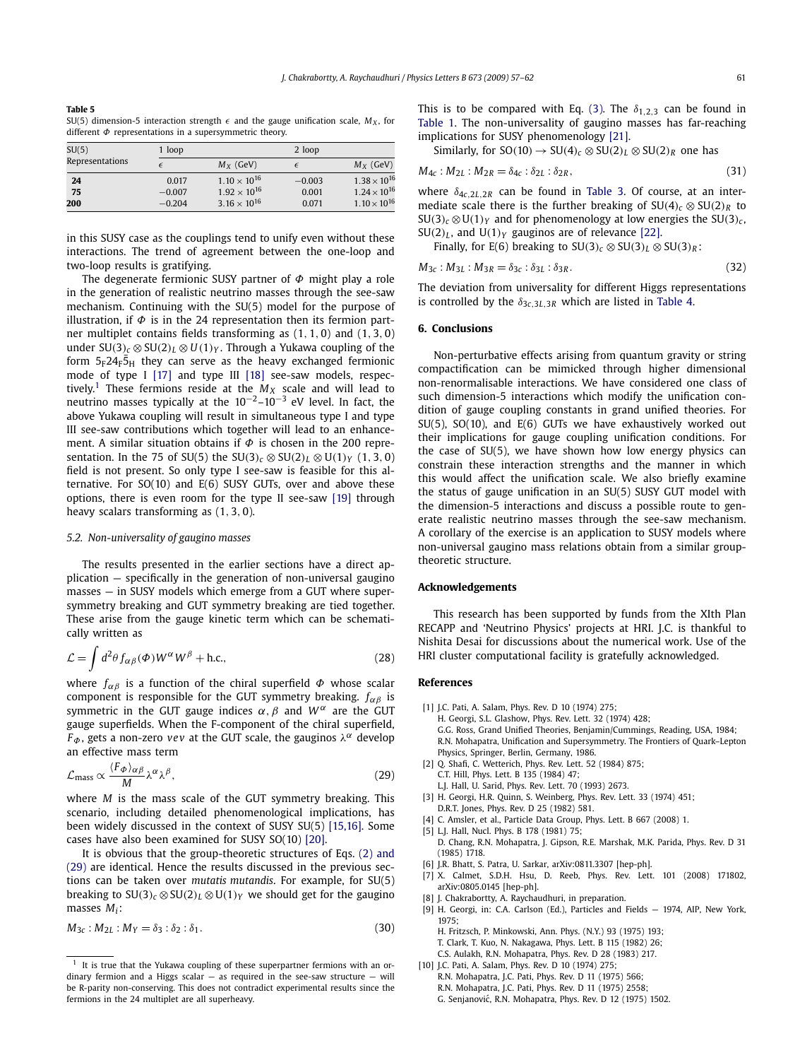**Table 5**
SU(5) dimension-5 interaction strength $\epsilon$ and the gauge unification scale, $M_X$, for different $\Phi$ representations in a supersymmetric theory.

| SU(5) Representations | 1 loop | | 2 loop | |
|---|---|---|---|---|
| | $\epsilon$ | $M_X$ (GeV) | $\epsilon$ | $M_X$ (GeV) |
| **24** | 0.017 | $1.10 \times 10^{16}$ | −0.003 | $1.38 \times 10^{16}$ |
| **75** | −0.007 | $1.92 \times 10^{16}$ | 0.001 | $1.24 \times 10^{16}$ |
| **200** | −0.204 | $3.16 \times 10^{16}$ | 0.071 | $1.10 \times 10^{16}$ |

in this SUSY case as the couplings tend to unify even without these interactions. The trend of agreement between the one-loop and two-loop results is gratifying.

The degenerate fermionic SUSY partner of $\Phi$ might play a role in the generation of realistic neutrino masses through the see-saw mechanism. Continuing with the SU(5) model for the purpose of illustration, if $\Phi$ is in the 24 representation then its fermion partner multiplet contains fields transforming as $(1, 1, 0)$ and $(1, 3, 0)$ under $SU(3)_c \otimes SU(2)_L \otimes U(1)_Y$. Through a Yukawa coupling of the form $5_F 24_F \bar{5}_H$ they can serve as the heavy exchanged fermionic mode of type I [17] and type III [18] see-saw models, respectively.[1] These fermions reside at the $M_X$ scale and will lead to neutrino masses typically at the $10^{-2}$–$10^{-3}$ eV level. In fact, the above Yukawa coupling will result in simultaneous type I and type III see-saw contributions which together will lead to an enhancement. A similar situation obtains if $\Phi$ is chosen in the 200 representation. In the 75 of SU(5) the $SU(3)_c \otimes SU(2)_L \otimes U(1)_Y$ $(1, 3, 0)$ field is not present. So only type I see-saw is feasible for this alternative. For SO(10) and E(6) SUSY GUTs, over and above these options, there is even room for the type II see-saw [19] through heavy scalars transforming as $(1, 3, 0)$.

### 5.2. Non-universality of gaugino masses

The results presented in the earlier sections have a direct application — specifically in the generation of non-universal gaugino masses — in SUSY models which emerge from a GUT where supersymmetry breaking and GUT symmetry breaking are tied together. These arise from the gauge kinetic term which can be schematically written as

$$\mathcal{L} = \int d^2\theta\, f_{\alpha\beta}(\Phi) W^\alpha W^\beta + \text{h.c.}, \tag{28}$$

where $f_{\alpha\beta}$ is a function of the chiral superfield $\Phi$ whose scalar component is responsible for the GUT symmetry breaking. $f_{\alpha\beta}$ is symmetric in the GUT gauge indices $\alpha, \beta$ and $W^\alpha$ are the GUT gauge superfields. When the F-component of the chiral superfield, $F_\Phi$, gets a non-zero *vev* at the GUT scale, the gauginos $\lambda^\alpha$ develop an effective mass term

$$\mathcal{L}_{\text{mass}} \propto \frac{\langle F_\Phi \rangle_{\alpha\beta}}{M} \lambda^\alpha \lambda^\beta, \tag{29}$$

where $M$ is the mass scale of the GUT symmetry breaking. This scenario, including detailed phenomenological implications, has been widely discussed in the context of SUSY SU(5) [15,16]. Some cases have also been examined for SUSY SO(10) [20].

It is obvious that the group-theoretic structures of Eqs. (2) and (29) are identical. Hence the results discussed in the previous sections can be taken over *mutatis mutandis*. For example, for SU(5) breaking to $SU(3)_c \otimes SU(2)_L \otimes U(1)_Y$ we should get for the gaugino masses $M_i$:

$$M_{3c} : M_{2L} : M_Y = \delta_3 : \delta_2 : \delta_1. \tag{30}$$

This is to be compared with Eq. (3). The $\delta_{1,2,3}$ can be found in Table 1. The non-universality of gaugino masses has far-reaching implications for SUSY phenomenology [21].

Similarly, for $SO(10) \to SU(4)_c \otimes SU(2)_L \otimes SU(2)_R$ one has

$$M_{4c} : M_{2L} : M_{2R} = \delta_{4c} : \delta_{2L} : \delta_{2R}, \tag{31}$$

where $\delta_{4c,2L,2R}$ can be found in Table 3. Of course, at an intermediate scale there is the further breaking of $SU(4)_c \otimes SU(2)_R$ to $SU(3)_c \otimes U(1)_Y$ and for phenomenology at low energies the $SU(3)_c$, $SU(2)_L$, and $U(1)_Y$ gauginos are of relevance [22].

Finally, for E(6) breaking to $SU(3)_c \otimes SU(3)_L \otimes SU(3)_R$:

$$M_{3c} : M_{3L} : M_{3R} = \delta_{3c} : \delta_{3L} : \delta_{3R}. \tag{32}$$

The deviation from universality for different Higgs representations is controlled by the $\delta_{3c,3L,3R}$ which are listed in Table 4.

## 6. Conclusions

Non-perturbative effects arising from quantum gravity or string compactification can be mimicked through higher dimensional non-renormalisable interactions. We have considered one class of such dimension-5 interactions which modify the unification condition of gauge coupling constants in grand unified theories. For SU(5), SO(10), and E(6) GUTs we have exhaustively worked out their implications for gauge coupling unification conditions. For the case of SU(5), we have shown how low energy physics can constrain these interaction strengths and the manner in which this would affect the unification scale. We also briefly examine the status of gauge unification in an SU(5) SUSY GUT model with the dimension-5 interactions and discuss a possible route to generate realistic neutrino masses through the see-saw mechanism. A corollary of the exercise is an application to SUSY models where non-universal gaugino mass relations obtain from a similar group-theoretic structure.

## Acknowledgements

This research has been supported by funds from the XIth Plan RECAPP and 'Neutrino Physics' projects at HRI. J.C. is thankful to Nishita Desai for discussions about the numerical work. Use of the HRI cluster computational facility is gratefully acknowledged.

## References

[1] J.C. Pati, A. Salam, Phys. Rev. D 10 (1974) 275;
H. Georgi, S.L. Glashow, Phys. Rev. Lett. 32 (1974) 428;
G.G. Ross, Grand Unified Theories, Benjamin/Cummings, Reading, USA, 1984;
R.N. Mohapatra, Unification and Supersymmetry. The Frontiers of Quark–Lepton Physics, Springer, Berlin, Germany, 1986.

[2] Q. Shafi, C. Wetterich, Phys. Rev. Lett. 52 (1984) 875;
C.T. Hill, Phys. Lett. B 135 (1984) 47;
L.J. Hall, U. Sarid, Phys. Rev. Lett. 70 (1993) 2673.

[3] H. Georgi, H.R. Quinn, S. Weinberg, Phys. Rev. Lett. 33 (1974) 451;
D.R.T. Jones, Phys. Rev. D 25 (1982) 581.

[4] C. Amsler, et al., Particle Data Group, Phys. Lett. B 667 (2008) 1.

[5] L.J. Hall, Nucl. Phys. B 178 (1981) 75;
D. Chang, R.N. Mohapatra, J. Gipson, R.E. Marshak, M.K. Parida, Phys. Rev. D 31 (1985) 1718.

[6] J.R. Bhatt, S. Patra, U. Sarkar, arXiv:0811.3307 [hep-ph].

[7] X. Calmet, S.D.H. Hsu, D. Reeb, Phys. Rev. Lett. 101 (2008) 171802, arXiv:0805.0145 [hep-ph].

[8] J. Chakrabortty, A. Raychaudhuri, in preparation.

[9] H. Georgi, in: C.A. Carlson (Ed.), Particles and Fields — 1974, AIP, New York, 1975;
H. Fritzsch, P. Minkowski, Ann. Phys. (N.Y.) 93 (1975) 193;
T. Clark, T. Kuo, N. Nakagawa, Phys. Lett. B 115 (1982) 26;
C.S. Aulakh, R.N. Mohapatra, Phys. Rev. D 28 (1983) 217.

[10] J.C. Pati, A. Salam, Phys. Rev. D 10 (1974) 275;
R.N. Mohapatra, J.C. Pati, Phys. Rev. D 11 (1975) 566;
R.N. Mohapatra, J.C. Pati, Phys. Rev. D 11 (1975) 2558;
G. Senjanović, R.N. Mohapatra, Phys. Rev. D 12 (1975) 1502.

[1] It is true that the Yukawa coupling of these superpartner fermions with an ordinary fermion and a Higgs scalar — as required in the see-saw structure — will be R-parity non-conserving. This does not contradict experimental results since the fermions in the 24 multiplet are all superheavy.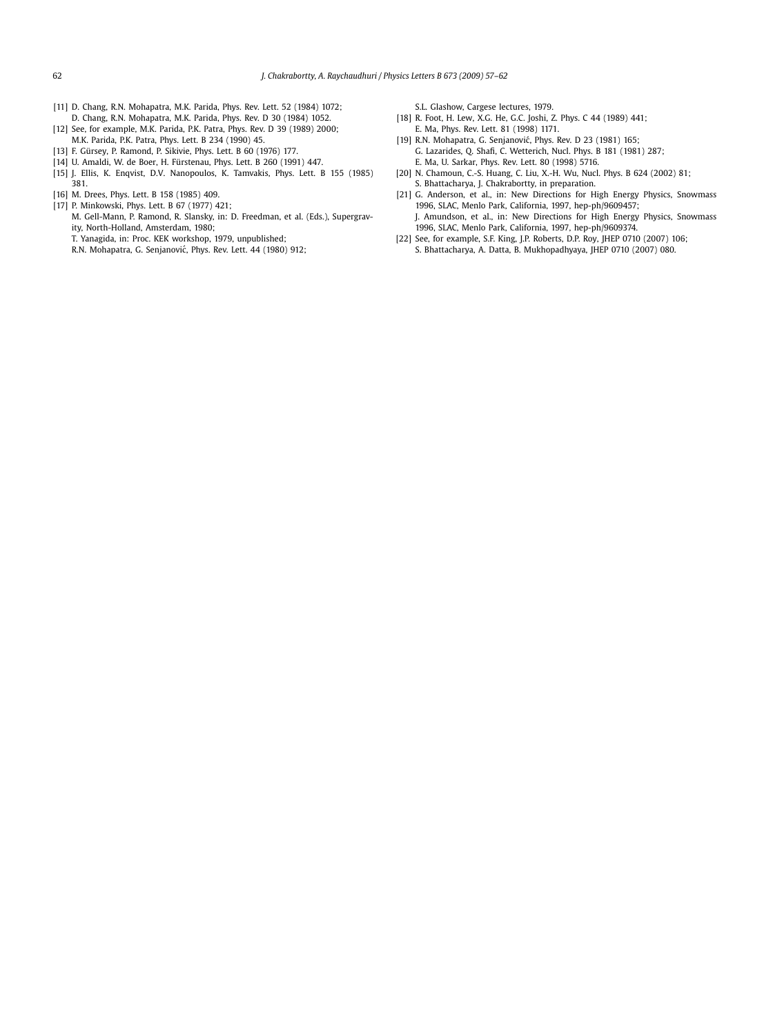[11] D. Chang, R.N. Mohapatra, M.K. Parida, Phys. Rev. Lett. 52 (1984) 1072; D. Chang, R.N. Mohapatra, M.K. Parida, Phys. Rev. D 30 (1984) 1052.

[12] See, for example, M.K. Parida, P.K. Patra, Phys. Rev. D 39 (1989) 2000; M.K. Parida, P.K. Patra, Phys. Lett. B 234 (1990) 45.

[13] F. Gürsey, P. Ramond, P. Sikivie, Phys. Lett. B 60 (1976) 177.

[14] U. Amaldi, W. de Boer, H. Fürstenau, Phys. Lett. B 260 (1991) 447.

[15] J. Ellis, K. Enqvist, D.V. Nanopoulos, K. Tamvakis, Phys. Lett. B 155 (1985) 381.

[16] M. Drees, Phys. Lett. B 158 (1985) 409.

[17] P. Minkowski, Phys. Lett. B 67 (1977) 421; M. Gell-Mann, P. Ramond, R. Slansky, in: D. Freedman, et al. (Eds.), Supergravity, North-Holland, Amsterdam, 1980; T. Yanagida, in: Proc. KEK workshop, 1979, unpublished; R.N. Mohapatra, G. Senjanović, Phys. Rev. Lett. 44 (1980) 912; S.L. Glashow, Cargese lectures, 1979.

[18] R. Foot, H. Lew, X.G. He, G.C. Joshi, Z. Phys. C 44 (1989) 441; E. Ma, Phys. Rev. Lett. 81 (1998) 1171.

[19] R.N. Mohapatra, G. Senjanović, Phys. Rev. D 23 (1981) 165; G. Lazarides, Q. Shafi, C. Wetterich, Nucl. Phys. B 181 (1981) 287; E. Ma, U. Sarkar, Phys. Rev. Lett. 80 (1998) 5716.

[20] N. Chamoun, C.-S. Huang, C. Liu, X.-H. Wu, Nucl. Phys. B 624 (2002) 81; S. Bhattacharya, J. Chakrabortty, in preparation.

[21] G. Anderson, et al., in: New Directions for High Energy Physics, Snowmass 1996, SLAC, Menlo Park, California, 1997, hep-ph/9609457; J. Amundson, et al., in: New Directions for High Energy Physics, Snowmass 1996, SLAC, Menlo Park, California, 1997, hep-ph/9609374.

[22] See, for example, S.F. King, J.P. Roberts, D.P. Roy, JHEP 0710 (2007) 106; S. Bhattacharya, A. Datta, B. Mukhopadhyaya, JHEP 0710 (2007) 080.